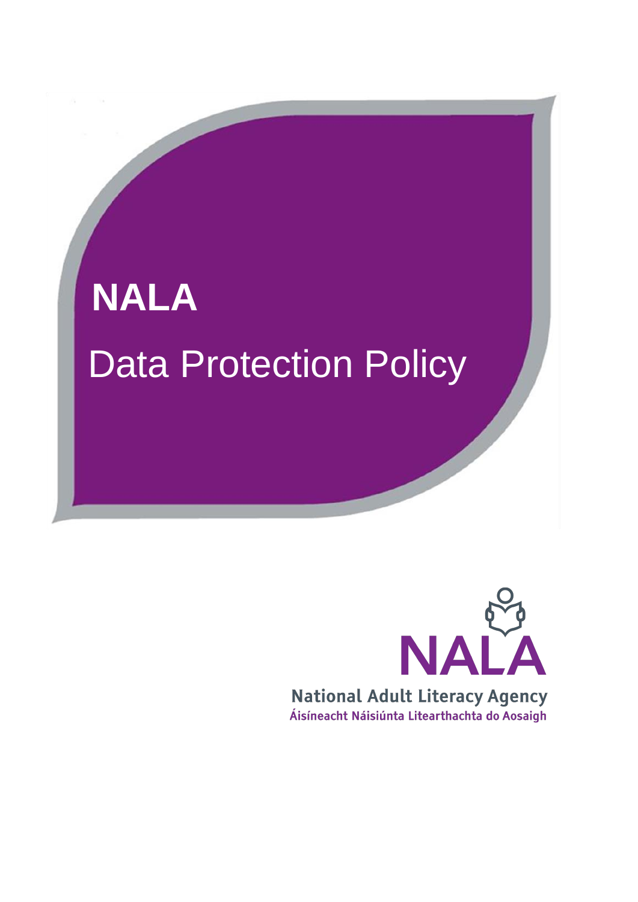# NALA

# Data Protection Policy

NALA

National Adult Literacy Agency

Áisíneacht Náisiúnta Litearthachta do Aosaigh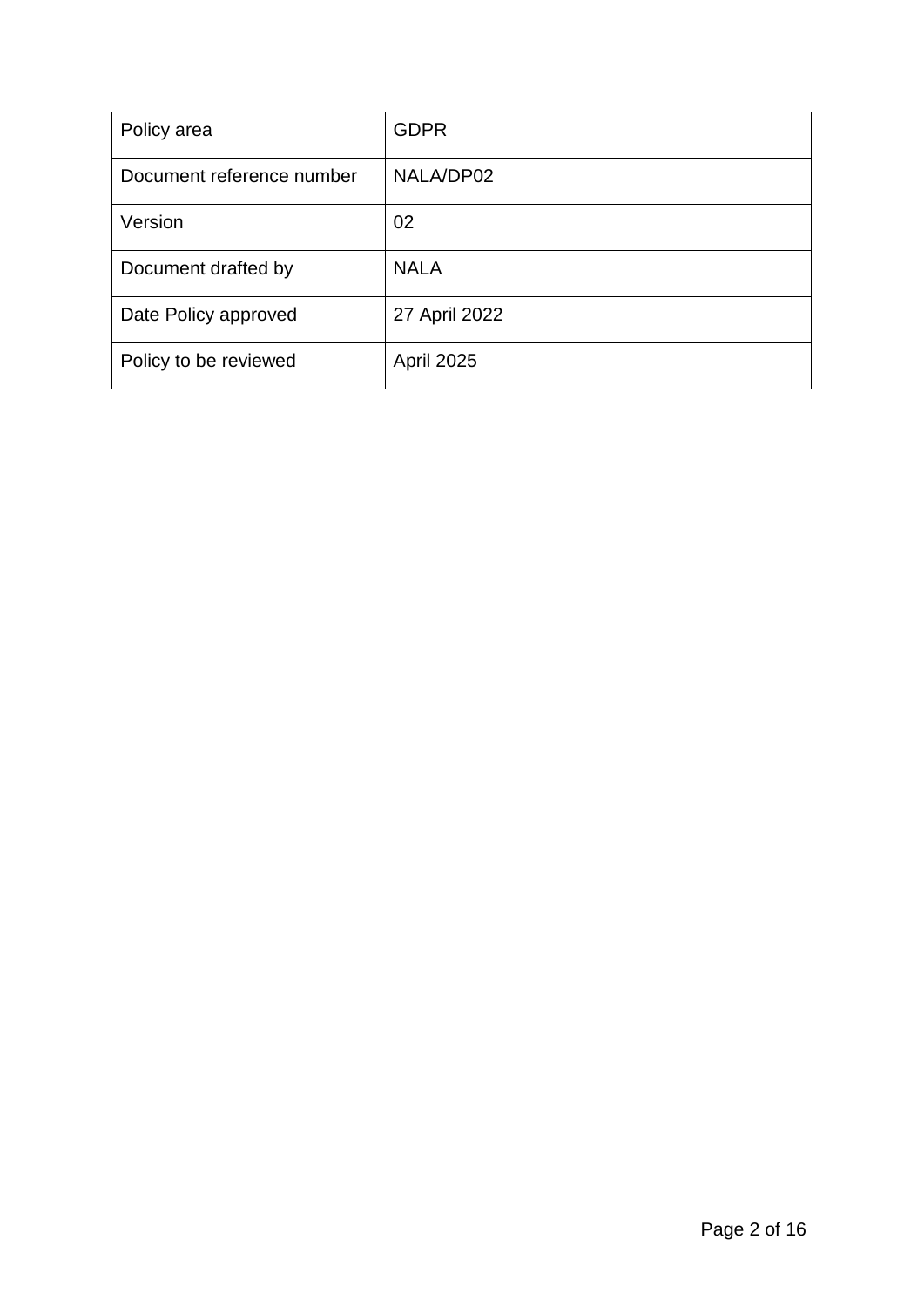| Policy area | GDPR |
|---|---|
| Document reference number | NALA/DP02 |
| Version | 02 |
| Document drafted by | NALA |
| Date Policy approved | 27 April 2022 |
| Policy to be reviewed | April 2025 |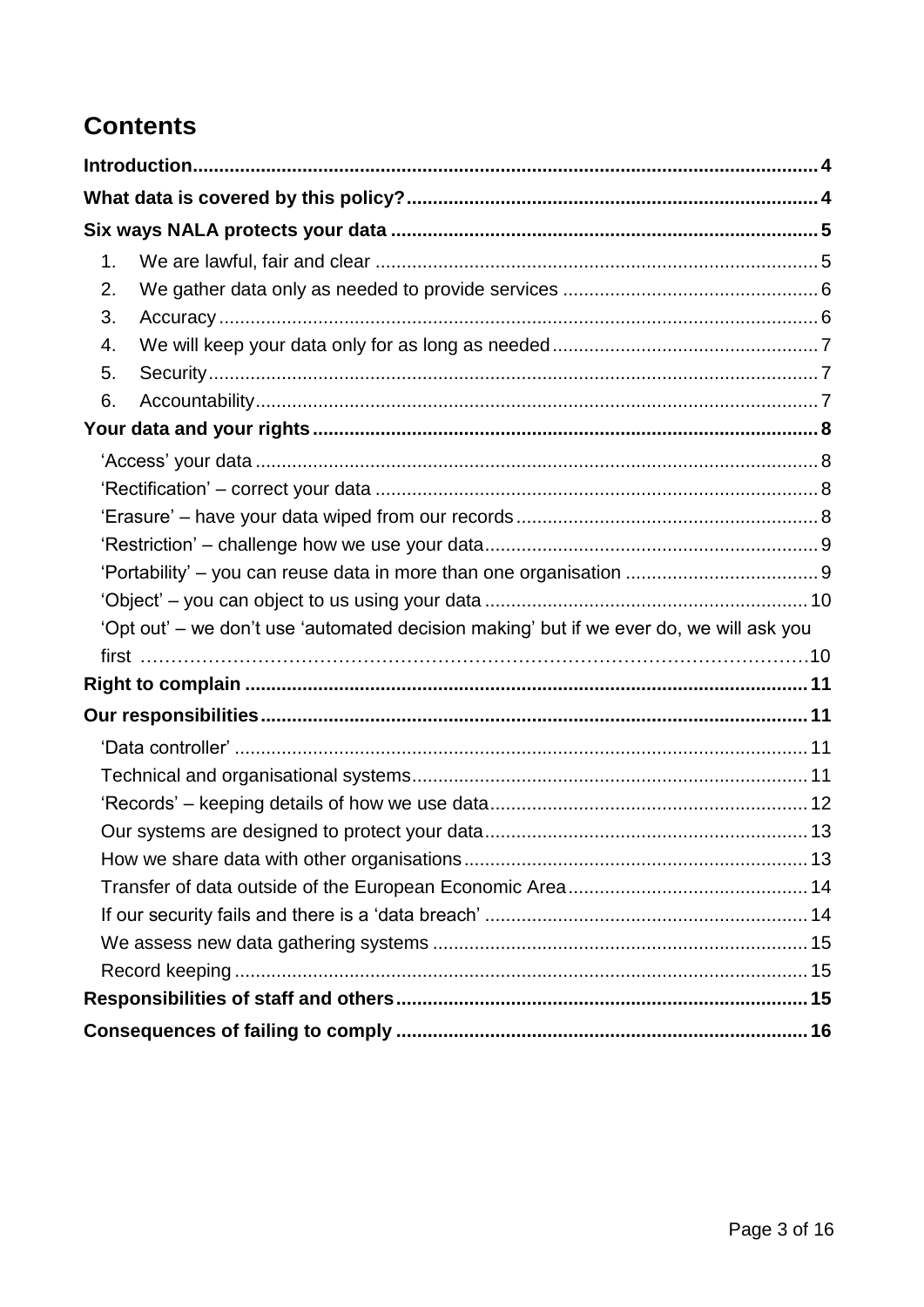# Contents

**Introduction** ........ 4

**What data is covered by this policy?** ........ 4

**Six ways NALA protects your data** ........ 5

1. We are lawful, fair and clear ........ 5
2. We gather data only as needed to provide services ........ 6
3. Accuracy ........ 6
4. We will keep your data only for as long as needed ........ 7
5. Security ........ 7
6. Accountability ........ 7

**Your data and your rights** ........ 8

- 'Access' your data ........ 8
- 'Rectification' – correct your data ........ 8
- 'Erasure' – have your data wiped from our records ........ 8
- 'Restriction' – challenge how we use your data ........ 9
- 'Portability' – you can reuse data in more than one organisation ........ 9
- 'Object' – you can object to us using your data ........ 10
- 'Opt out' – we don't use 'automated decision making' but if we ever do, we will ask you first ........ 10

**Right to complain** ........ 11

**Our responsibilities** ........ 11

- 'Data controller' ........ 11
- Technical and organisational systems ........ 11
- 'Records' – keeping details of how we use data ........ 12
- Our systems are designed to protect your data ........ 13
- How we share data with other organisations ........ 13
- Transfer of data outside of the European Economic Area ........ 14
- If our security fails and there is a 'data breach' ........ 14
- We assess new data gathering systems ........ 15
- Record keeping ........ 15

**Responsibilities of staff and others** ........ 15

**Consequences of failing to comply** ........ 16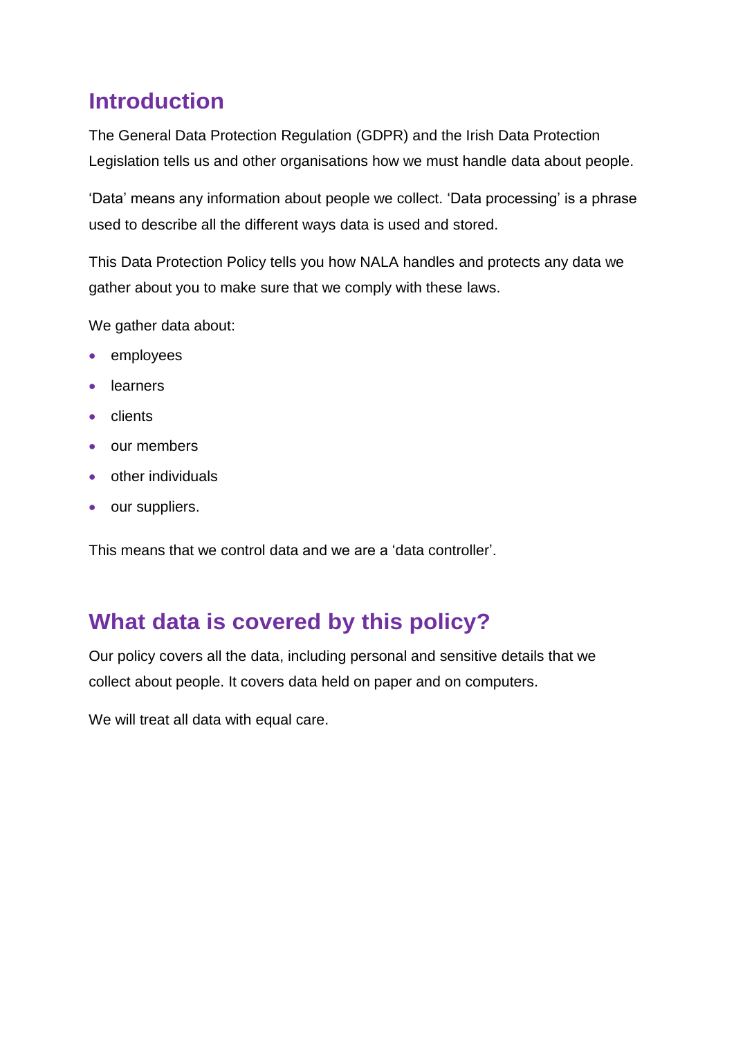## Introduction

The General Data Protection Regulation (GDPR) and the Irish Data Protection Legislation tells us and other organisations how we must handle data about people.

'Data' means any information about people we collect. 'Data processing' is a phrase used to describe all the different ways data is used and stored.

This Data Protection Policy tells you how NALA handles and protects any data we gather about you to make sure that we comply with these laws.

We gather data about:

- employees
- learners
- clients
- our members
- other individuals
- our suppliers.

This means that we control data and we are a 'data controller'.

## What data is covered by this policy?

Our policy covers all the data, including personal and sensitive details that we collect about people. It covers data held on paper and on computers.

We will treat all data with equal care.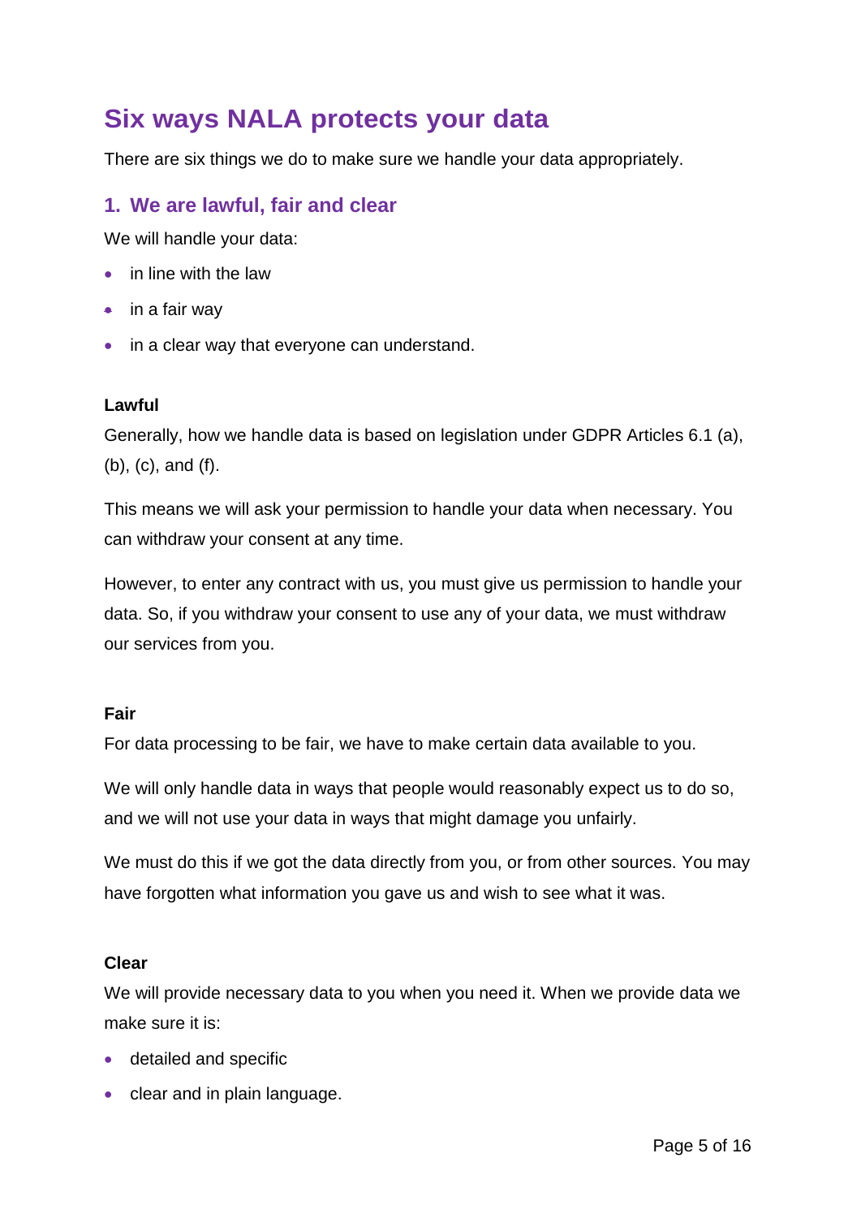# Six ways NALA protects your data

There are six things we do to make sure we handle your data appropriately.

## 1. We are lawful, fair and clear

We will handle your data:

- in line with the law
- in a fair way
- in a clear way that everyone can understand.

**Lawful**

Generally, how we handle data is based on legislation under GDPR Articles 6.1 (a), (b), (c), and (f).

This means we will ask your permission to handle your data when necessary. You can withdraw your consent at any time.

However, to enter any contract with us, you must give us permission to handle your data. So, if you withdraw your consent to use any of your data, we must withdraw our services from you.

**Fair**

For data processing to be fair, we have to make certain data available to you.

We will only handle data in ways that people would reasonably expect us to do so, and we will not use your data in ways that might damage you unfairly.

We must do this if we got the data directly from you, or from other sources. You may have forgotten what information you gave us and wish to see what it was.

**Clear**

We will provide necessary data to you when you need it. When we provide data we make sure it is:

- detailed and specific
- clear and in plain language.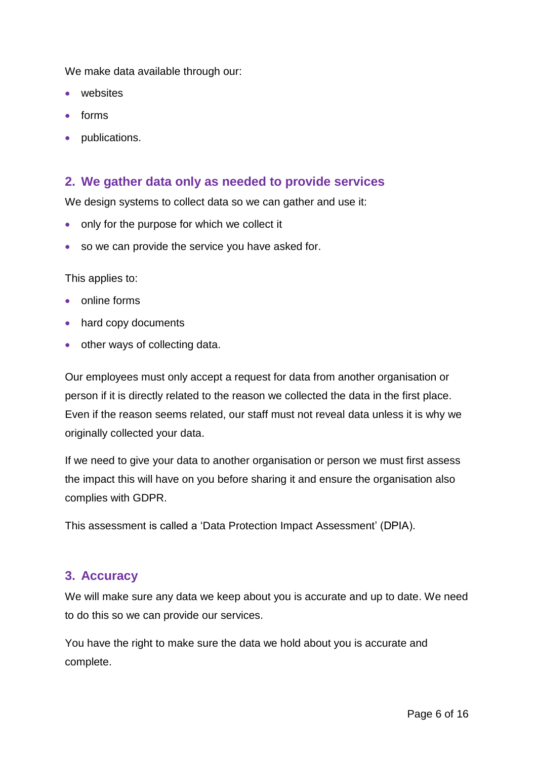We make data available through our:

- websites
- forms
- publications.

## 2. We gather data only as needed to provide services

We design systems to collect data so we can gather and use it:

- only for the purpose for which we collect it
- so we can provide the service you have asked for.

This applies to:

- online forms
- hard copy documents
- other ways of collecting data.

Our employees must only accept a request for data from another organisation or person if it is directly related to the reason we collected the data in the first place. Even if the reason seems related, our staff must not reveal data unless it is why we originally collected your data.

If we need to give your data to another organisation or person we must first assess the impact this will have on you before sharing it and ensure the organisation also complies with GDPR.

This assessment is called a 'Data Protection Impact Assessment' (DPIA).

## 3. Accuracy

We will make sure any data we keep about you is accurate and up to date. We need to do this so we can provide our services.

You have the right to make sure the data we hold about you is accurate and complete.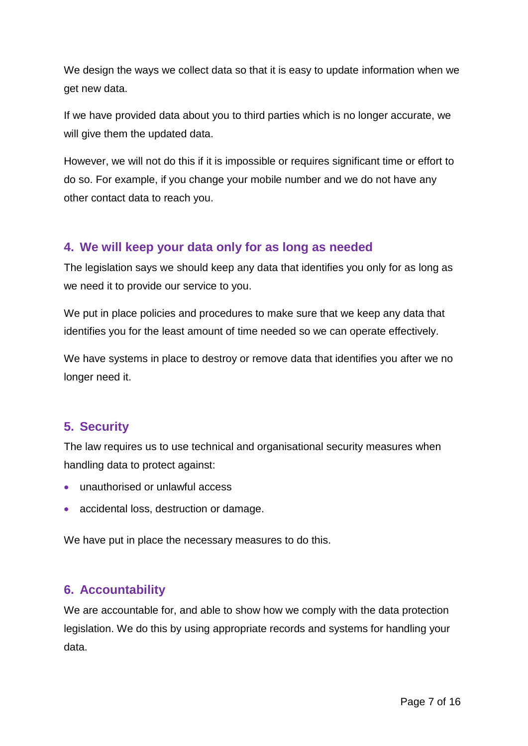We design the ways we collect data so that it is easy to update information when we get new data.

If we have provided data about you to third parties which is no longer accurate, we will give them the updated data.

However, we will not do this if it is impossible or requires significant time or effort to do so. For example, if you change your mobile number and we do not have any other contact data to reach you.

## 4. We will keep your data only for as long as needed

The legislation says we should keep any data that identifies you only for as long as we need it to provide our service to you.

We put in place policies and procedures to make sure that we keep any data that identifies you for the least amount of time needed so we can operate effectively.

We have systems in place to destroy or remove data that identifies you after we no longer need it.

## 5. Security

The law requires us to use technical and organisational security measures when handling data to protect against:

- unauthorised or unlawful access
- accidental loss, destruction or damage.

We have put in place the necessary measures to do this.

## 6. Accountability

We are accountable for, and able to show how we comply with the data protection legislation. We do this by using appropriate records and systems for handling your data.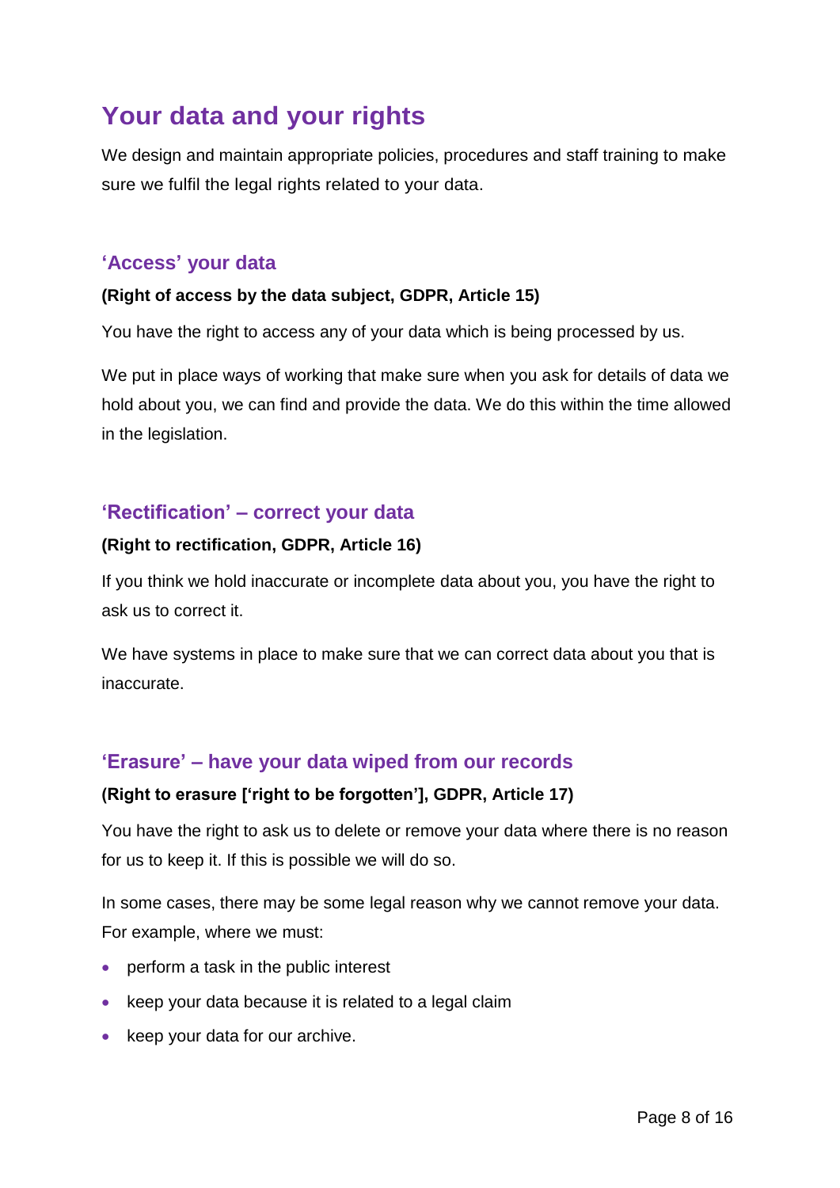## Your data and your rights

We design and maintain appropriate policies, procedures and staff training to make sure we fulfil the legal rights related to your data.

### 'Access' your data

**(Right of access by the data subject, GDPR, Article 15)**

You have the right to access any of your data which is being processed by us.

We put in place ways of working that make sure when you ask for details of data we hold about you, we can find and provide the data. We do this within the time allowed in the legislation.

### 'Rectification' – correct your data

**(Right to rectification, GDPR, Article 16)**

If you think we hold inaccurate or incomplete data about you, you have the right to ask us to correct it.

We have systems in place to make sure that we can correct data about you that is inaccurate.

### 'Erasure' – have your data wiped from our records

**(Right to erasure ['right to be forgotten'], GDPR, Article 17)**

You have the right to ask us to delete or remove your data where there is no reason for us to keep it. If this is possible we will do so.

In some cases, there may be some legal reason why we cannot remove your data. For example, where we must:

- perform a task in the public interest
- keep your data because it is related to a legal claim
- keep your data for our archive.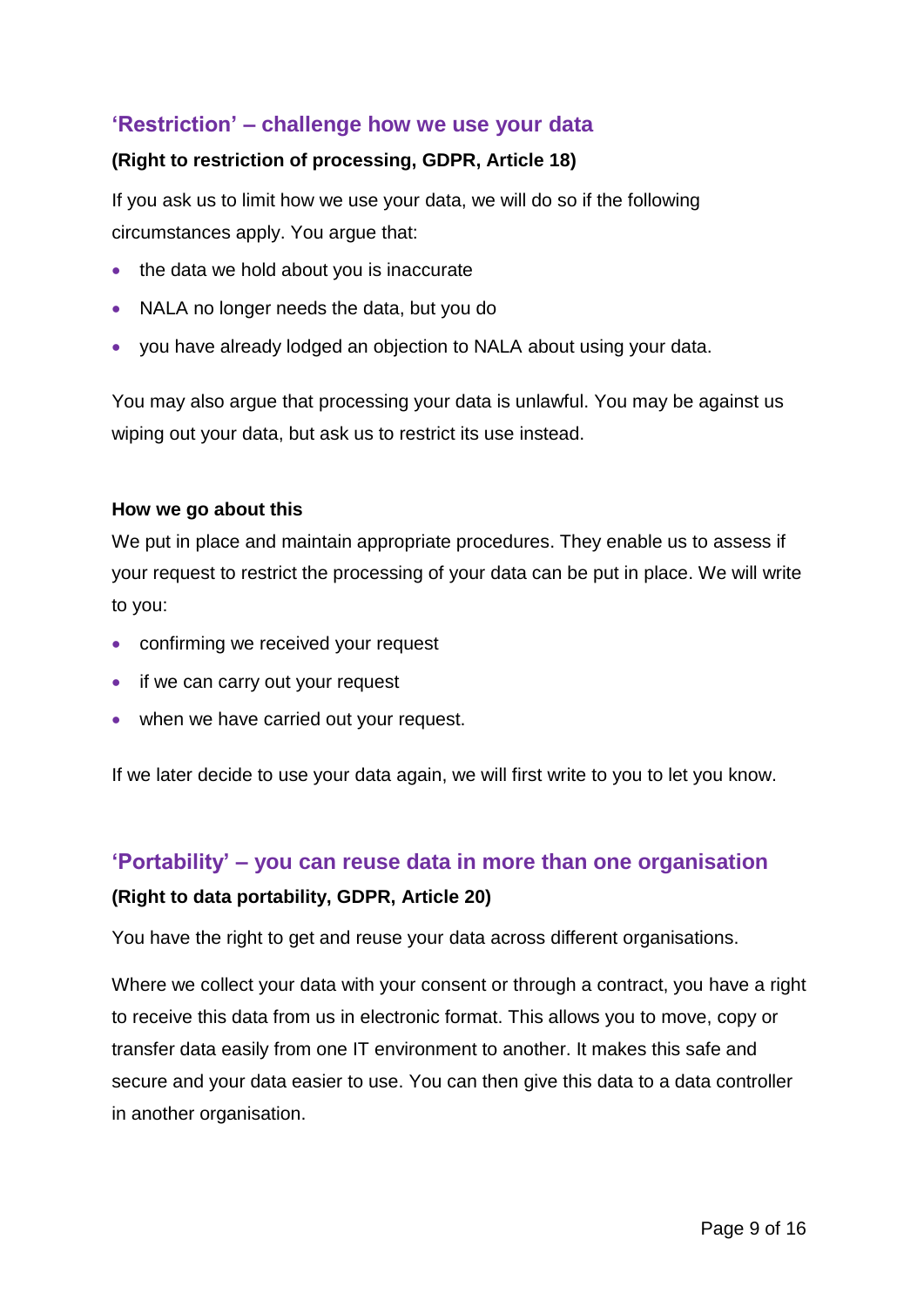## 'Restriction' – challenge how we use your data

**(Right to restriction of processing, GDPR, Article 18)**

If you ask us to limit how we use your data, we will do so if the following circumstances apply. You argue that:

- the data we hold about you is inaccurate
- NALA no longer needs the data, but you do
- you have already lodged an objection to NALA about using your data.

You may also argue that processing your data is unlawful. You may be against us wiping out your data, but ask us to restrict its use instead.

**How we go about this**

We put in place and maintain appropriate procedures. They enable us to assess if your request to restrict the processing of your data can be put in place. We will write to you:

- confirming we received your request
- if we can carry out your request
- when we have carried out your request.

If we later decide to use your data again, we will first write to you to let you know.

## 'Portability' – you can reuse data in more than one organisation

**(Right to data portability, GDPR, Article 20)**

You have the right to get and reuse your data across different organisations.

Where we collect your data with your consent or through a contract, you have a right to receive this data from us in electronic format. This allows you to move, copy or transfer data easily from one IT environment to another. It makes this safe and secure and your data easier to use. You can then give this data to a data controller in another organisation.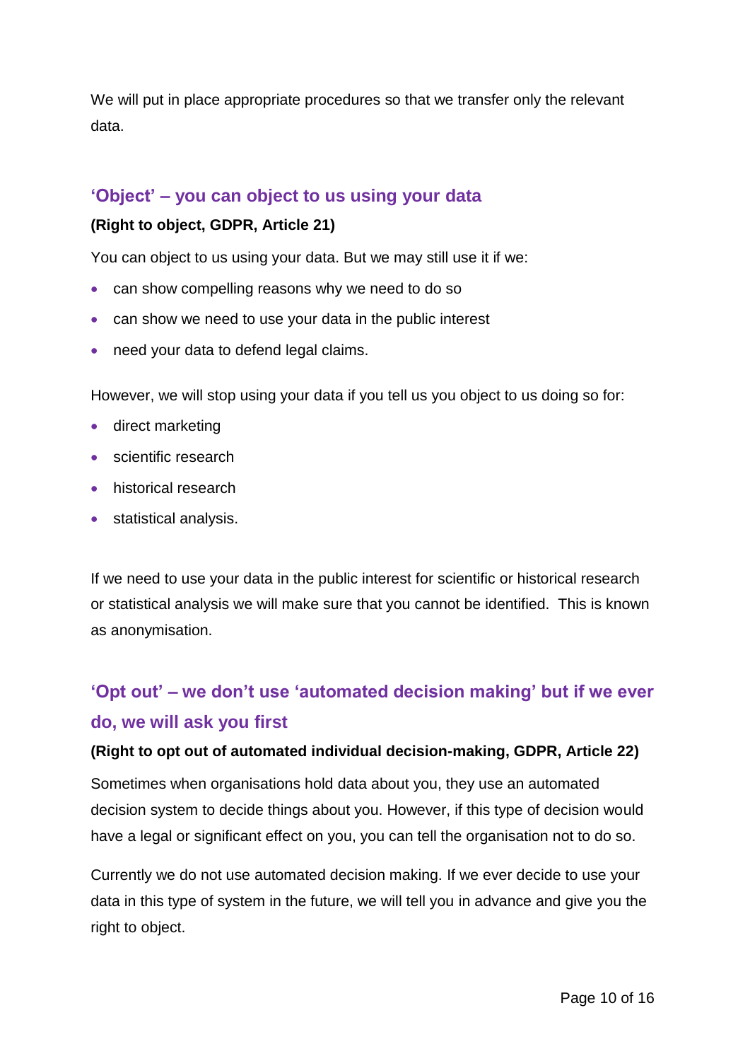We will put in place appropriate procedures so that we transfer only the relevant data.

## 'Object' – you can object to us using your data

**(Right to object, GDPR, Article 21)**

You can object to us using your data. But we may still use it if we:

- can show compelling reasons why we need to do so
- can show we need to use your data in the public interest
- need your data to defend legal claims.

However, we will stop using your data if you tell us you object to us doing so for:

- direct marketing
- scientific research
- historical research
- statistical analysis.

If we need to use your data in the public interest for scientific or historical research or statistical analysis we will make sure that you cannot be identified. This is known as anonymisation.

## 'Opt out' – we don't use 'automated decision making' but if we ever do, we will ask you first

**(Right to opt out of automated individual decision-making, GDPR, Article 22)**

Sometimes when organisations hold data about you, they use an automated decision system to decide things about you. However, if this type of decision would have a legal or significant effect on you, you can tell the organisation not to do so.

Currently we do not use automated decision making. If we ever decide to use your data in this type of system in the future, we will tell you in advance and give you the right to object.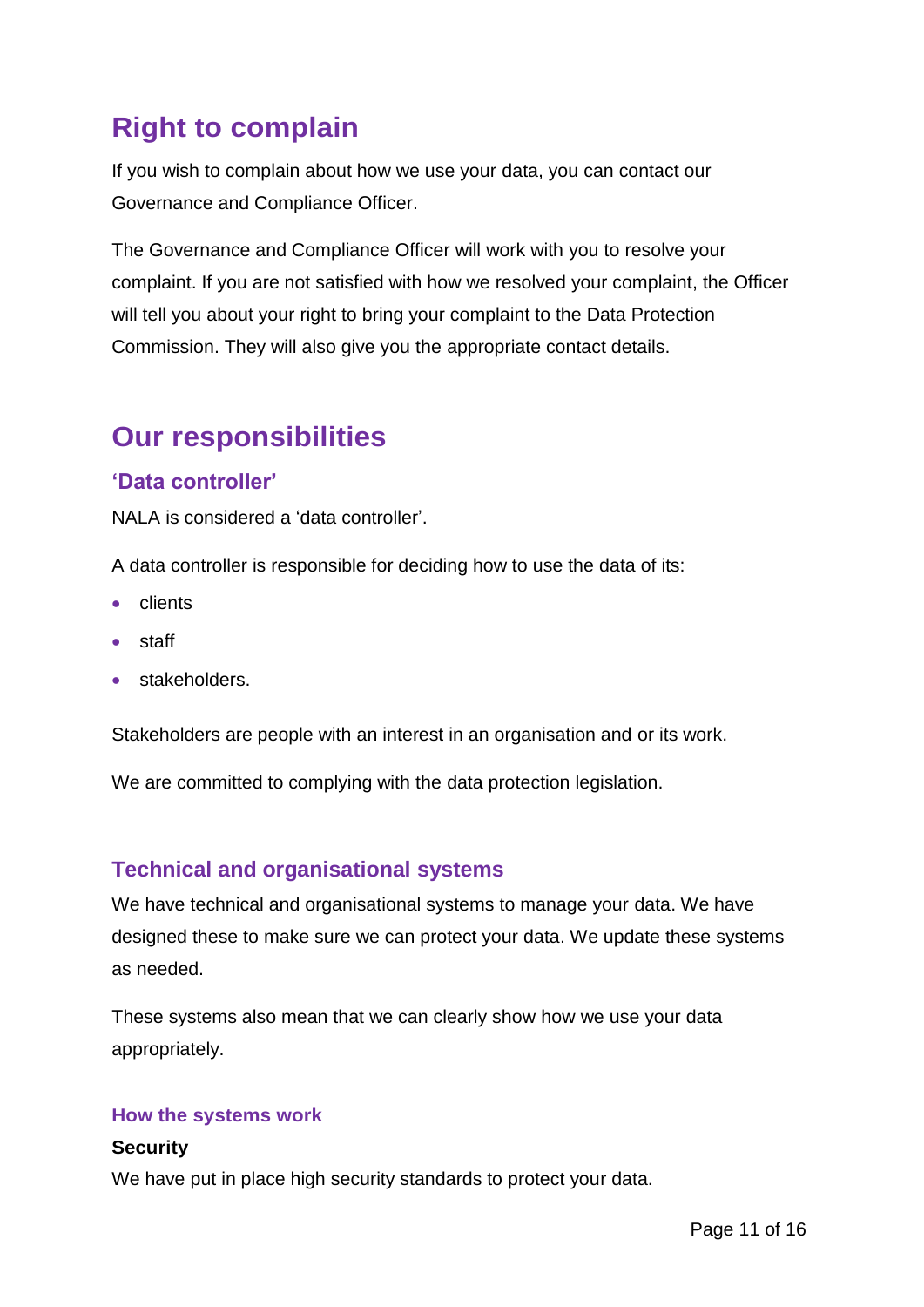## Right to complain

If you wish to complain about how we use your data, you can contact our Governance and Compliance Officer.

The Governance and Compliance Officer will work with you to resolve your complaint. If you are not satisfied with how we resolved your complaint, the Officer will tell you about your right to bring your complaint to the Data Protection Commission. They will also give you the appropriate contact details.

## Our responsibilities

### 'Data controller'

NALA is considered a 'data controller'.

A data controller is responsible for deciding how to use the data of its:

- clients
- staff
- stakeholders.

Stakeholders are people with an interest in an organisation and or its work.

We are committed to complying with the data protection legislation.

### Technical and organisational systems

We have technical and organisational systems to manage your data. We have designed these to make sure we can protect your data. We update these systems as needed.

These systems also mean that we can clearly show how we use your data appropriately.

#### How the systems work

**Security**

We have put in place high security standards to protect your data.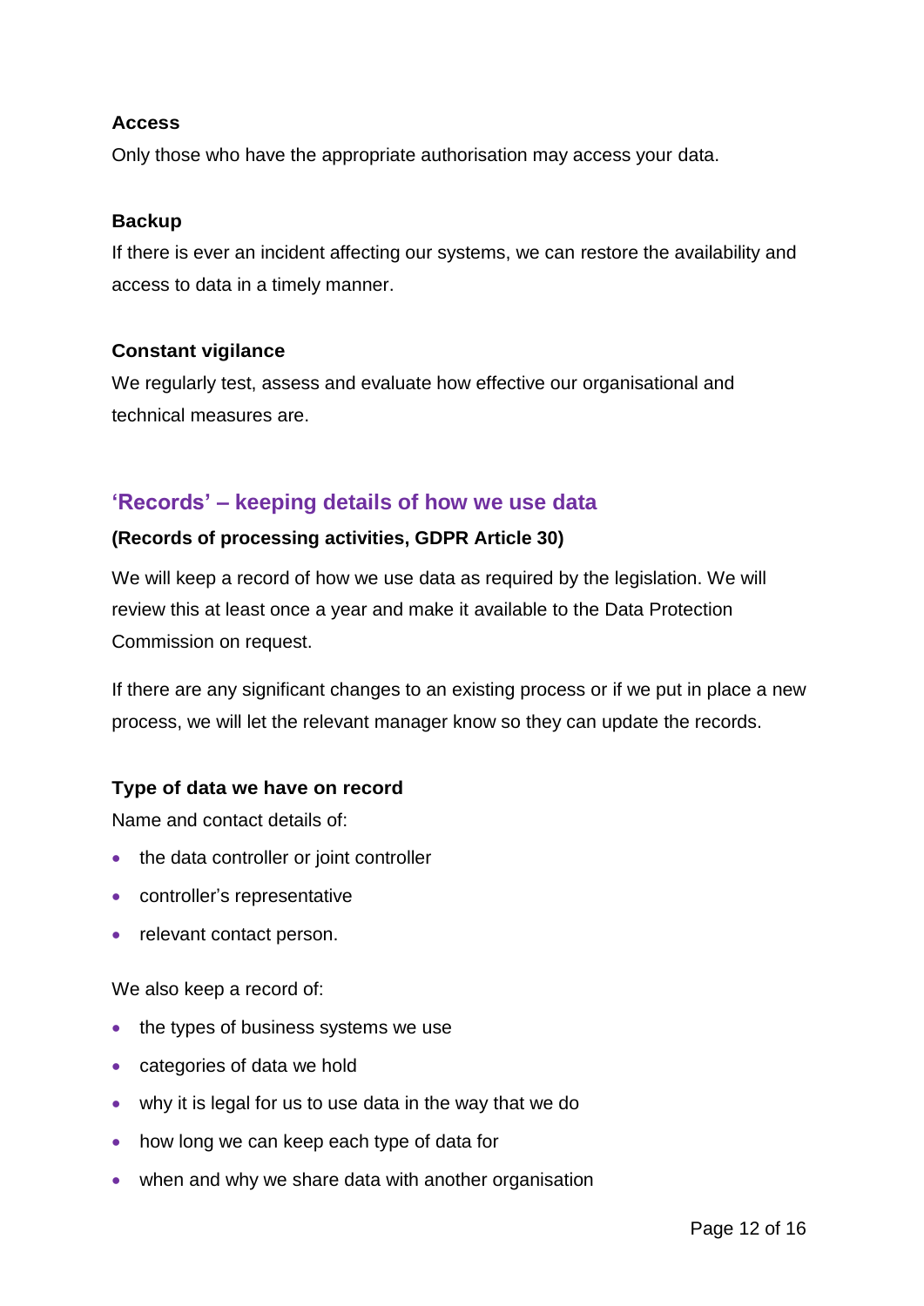**Access**

Only those who have the appropriate authorisation may access your data.

**Backup**

If there is ever an incident affecting our systems, we can restore the availability and access to data in a timely manner.

**Constant vigilance**

We regularly test, assess and evaluate how effective our organisational and technical measures are.

## 'Records' – keeping details of how we use data

**(Records of processing activities, GDPR Article 30)**

We will keep a record of how we use data as required by the legislation. We will review this at least once a year and make it available to the Data Protection Commission on request.

If there are any significant changes to an existing process or if we put in place a new process, we will let the relevant manager know so they can update the records.

**Type of data we have on record**

Name and contact details of:

- the data controller or joint controller
- controller's representative
- relevant contact person.

We also keep a record of:

- the types of business systems we use
- categories of data we hold
- why it is legal for us to use data in the way that we do
- how long we can keep each type of data for
- when and why we share data with another organisation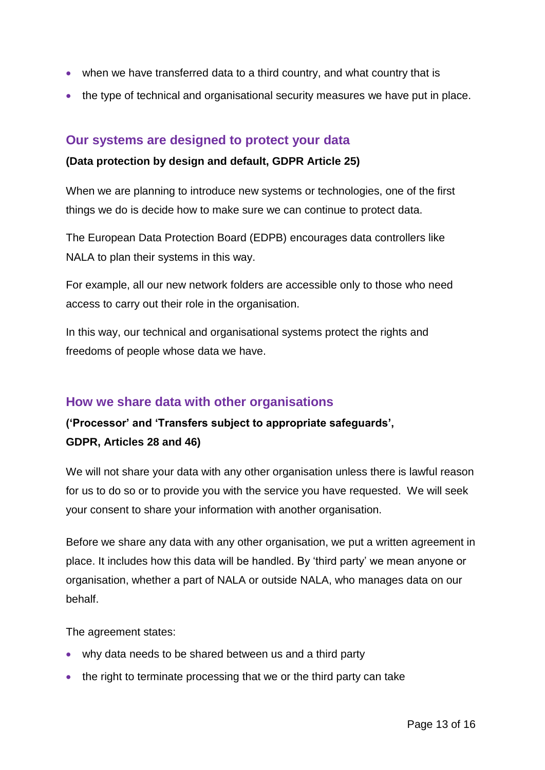- when we have transferred data to a third country, and what country that is
- the type of technical and organisational security measures we have put in place.

## Our systems are designed to protect your data

**(Data protection by design and default, GDPR Article 25)**

When we are planning to introduce new systems or technologies, one of the first things we do is decide how to make sure we can continue to protect data.

The European Data Protection Board (EDPB) encourages data controllers like NALA to plan their systems in this way.

For example, all our new network folders are accessible only to those who need access to carry out their role in the organisation.

In this way, our technical and organisational systems protect the rights and freedoms of people whose data we have.

## How we share data with other organisations

**('Processor' and 'Transfers subject to appropriate safeguards', GDPR, Articles 28 and 46)**

We will not share your data with any other organisation unless there is lawful reason for us to do so or to provide you with the service you have requested. We will seek your consent to share your information with another organisation.

Before we share any data with any other organisation, we put a written agreement in place. It includes how this data will be handled. By 'third party' we mean anyone or organisation, whether a part of NALA or outside NALA, who manages data on our behalf.

The agreement states:

- why data needs to be shared between us and a third party
- the right to terminate processing that we or the third party can take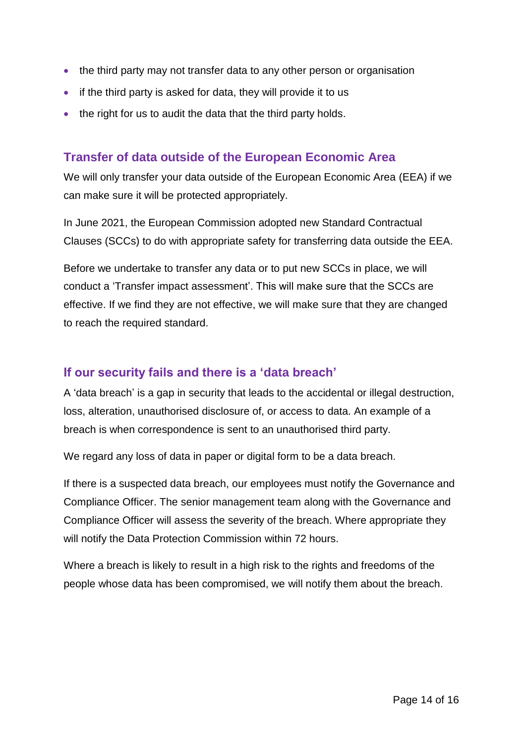- the third party may not transfer data to any other person or organisation
- if the third party is asked for data, they will provide it to us
- the right for us to audit the data that the third party holds.

## Transfer of data outside of the European Economic Area

We will only transfer your data outside of the European Economic Area (EEA) if we can make sure it will be protected appropriately.

In June 2021, the European Commission adopted new Standard Contractual Clauses (SCCs) to do with appropriate safety for transferring data outside the EEA.

Before we undertake to transfer any data or to put new SCCs in place, we will conduct a 'Transfer impact assessment'. This will make sure that the SCCs are effective. If we find they are not effective, we will make sure that they are changed to reach the required standard.

## If our security fails and there is a 'data breach'

A 'data breach' is a gap in security that leads to the accidental or illegal destruction, loss, alteration, unauthorised disclosure of, or access to data. An example of a breach is when correspondence is sent to an unauthorised third party.

We regard any loss of data in paper or digital form to be a data breach.

If there is a suspected data breach, our employees must notify the Governance and Compliance Officer. The senior management team along with the Governance and Compliance Officer will assess the severity of the breach. Where appropriate they will notify the Data Protection Commission within 72 hours.

Where a breach is likely to result in a high risk to the rights and freedoms of the people whose data has been compromised, we will notify them about the breach.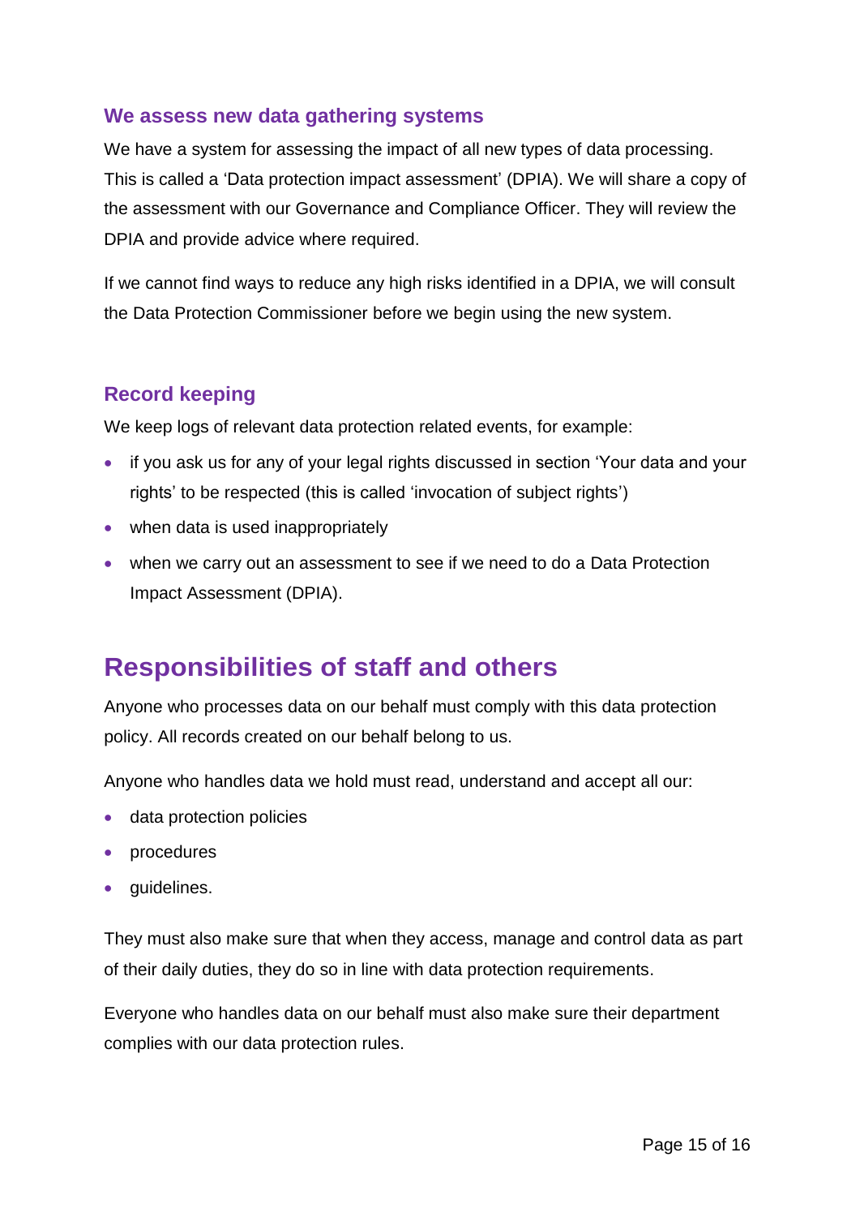### We assess new data gathering systems

We have a system for assessing the impact of all new types of data processing. This is called a 'Data protection impact assessment' (DPIA). We will share a copy of the assessment with our Governance and Compliance Officer. They will review the DPIA and provide advice where required.

If we cannot find ways to reduce any high risks identified in a DPIA, we will consult the Data Protection Commissioner before we begin using the new system.

### Record keeping

We keep logs of relevant data protection related events, for example:

- if you ask us for any of your legal rights discussed in section 'Your data and your rights' to be respected (this is called 'invocation of subject rights')
- when data is used inappropriately
- when we carry out an assessment to see if we need to do a Data Protection Impact Assessment (DPIA).

## Responsibilities of staff and others

Anyone who processes data on our behalf must comply with this data protection policy. All records created on our behalf belong to us.

Anyone who handles data we hold must read, understand and accept all our:

- data protection policies
- procedures
- guidelines.

They must also make sure that when they access, manage and control data as part of their daily duties, they do so in line with data protection requirements.

Everyone who handles data on our behalf must also make sure their department complies with our data protection rules.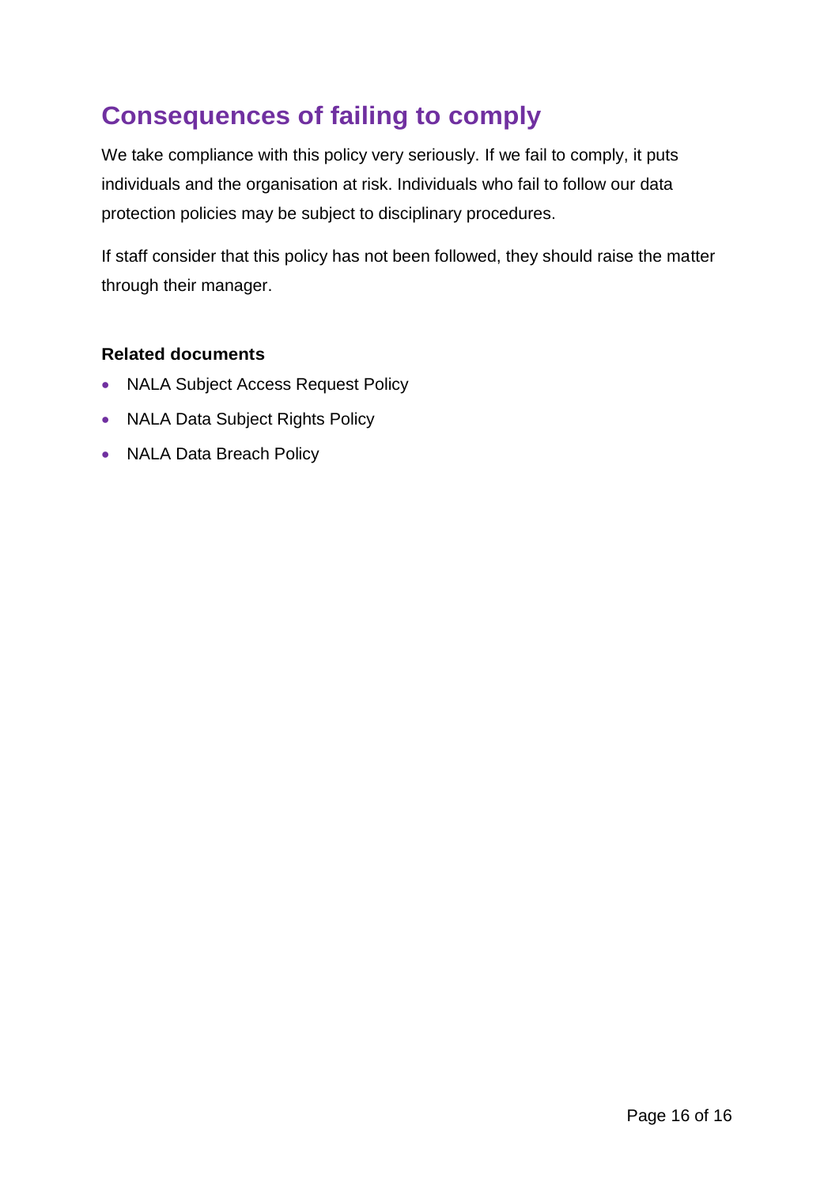## Consequences of failing to comply

We take compliance with this policy very seriously. If we fail to comply, it puts individuals and the organisation at risk. Individuals who fail to follow our data protection policies may be subject to disciplinary procedures.

If staff consider that this policy has not been followed, they should raise the matter through their manager.

**Related documents**

- NALA Subject Access Request Policy
- NALA Data Subject Rights Policy
- NALA Data Breach Policy